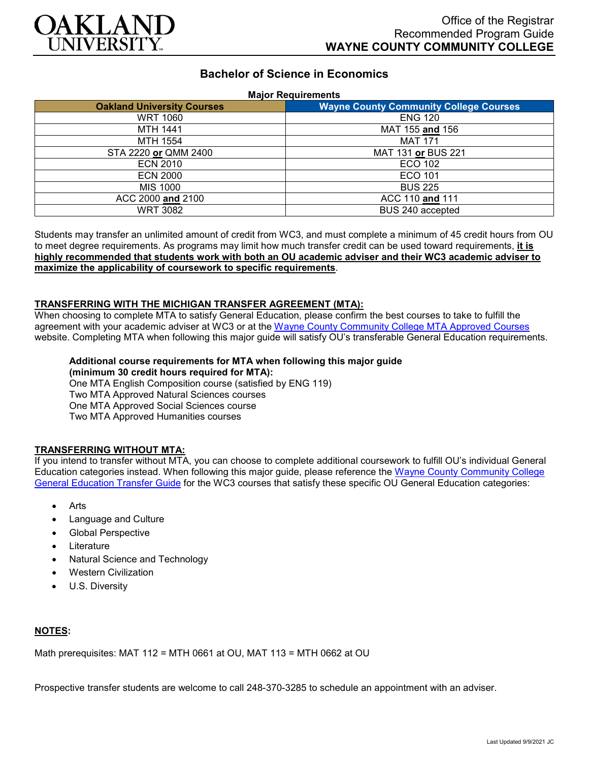OAKLAND UNIVERSITY

Office of the Registrar
Recommended Program Guide
**WAYNE COUNTY COMMUNITY COLLEGE**

# Bachelor of Science in Economics

**Major Requirements**

| Oakland University Courses | Wayne County Community College Courses |
|---|---|
| WRT 1060 | ENG 120 |
| MTH 1441 | MAT 155 **and** 156 |
| MTH 1554 | MAT 171 |
| STA 2220 **or** QMM 2400 | MAT 131 **or** BUS 221 |
| ECN 2010 | ECO 102 |
| ECN 2000 | ECO 101 |
| MIS 1000 | BUS 225 |
| ACC 2000 **and** 2100 | ACC 110 **and** 111 |
| WRT 3082 | BUS 240 accepted |

Students may transfer an unlimited amount of credit from WC3, and must complete a minimum of 45 credit hours from OU to meet degree requirements. As programs may limit how much transfer credit can be used toward requirements, **it is highly recommended that students work with both an OU academic adviser and their WC3 academic adviser to maximize the applicability of coursework to specific requirements**.

**TRANSFERRING WITH THE MICHIGAN TRANSFER AGREEMENT (MTA):**

When choosing to complete MTA to satisfy General Education, please confirm the best courses to take to fulfill the agreement with your academic adviser at WC3 or at the Wayne County Community College MTA Approved Courses website. Completing MTA when following this major guide will satisfy OU's transferable General Education requirements.

**Additional course requirements for MTA when following this major guide (minimum 30 credit hours required for MTA):**
One MTA English Composition course (satisfied by ENG 119)
Two MTA Approved Natural Sciences courses
One MTA Approved Social Sciences course
Two MTA Approved Humanities courses

**TRANSFERRING WITHOUT MTA:**

If you intend to transfer without MTA, you can choose to complete additional coursework to fulfill OU's individual General Education categories instead. When following this major guide, please reference the Wayne County Community College General Education Transfer Guide for the WC3 courses that satisfy these specific OU General Education categories:

- Arts
- Language and Culture
- Global Perspective
- Literature
- Natural Science and Technology
- Western Civilization
- U.S. Diversity

**NOTES:**

Math prerequisites: MAT 112 = MTH 0661 at OU, MAT 113 = MTH 0662 at OU

Prospective transfer students are welcome to call 248-370-3285 to schedule an appointment with an adviser.

Last Updated 9/9/2021 JC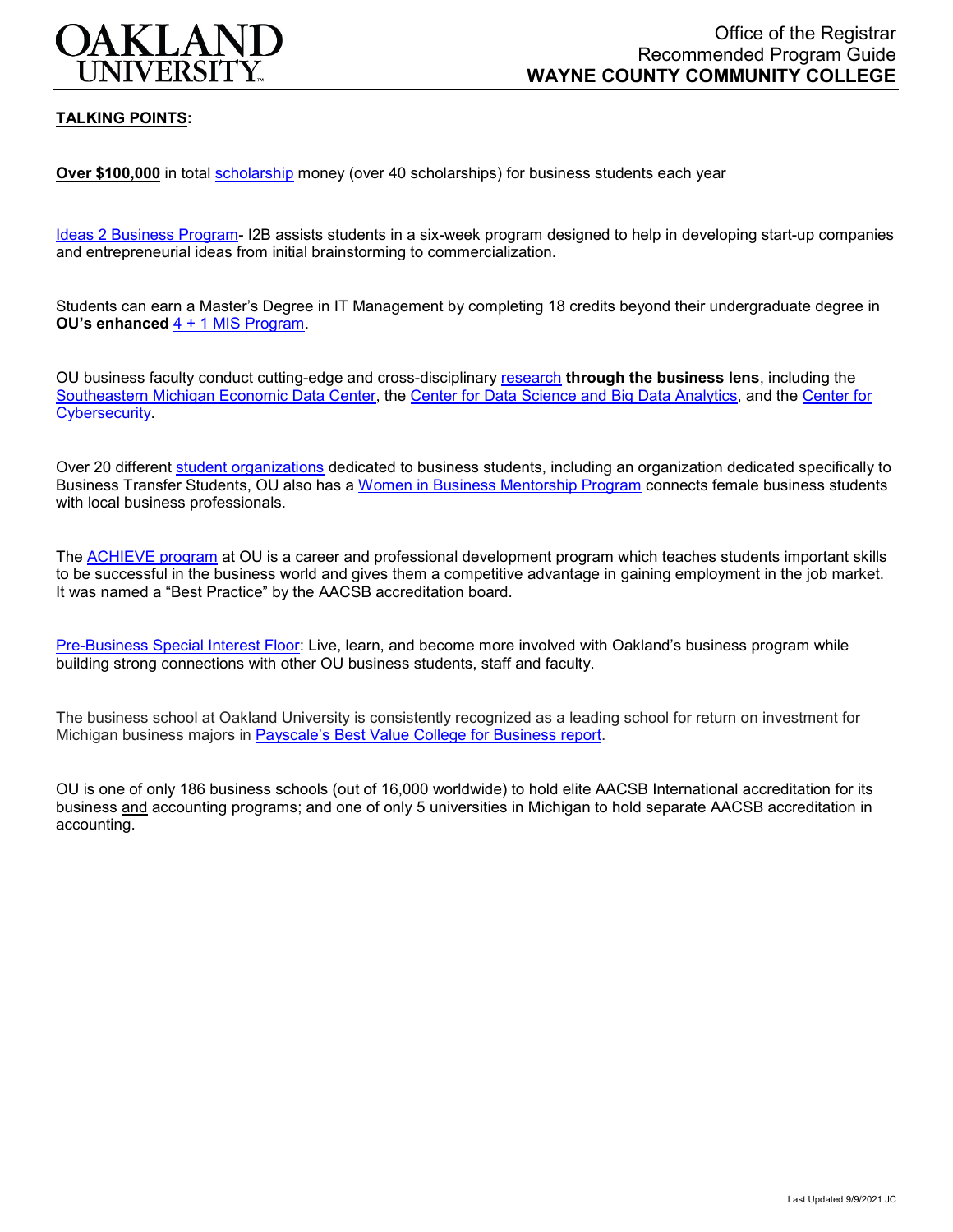**TALKING POINTS:**

**Over $100,000** in total scholarship money (over 40 scholarships) for business students each year

Ideas 2 Business Program- I2B assists students in a six-week program designed to help in developing start-up companies and entrepreneurial ideas from initial brainstorming to commercialization.

Students can earn a Master's Degree in IT Management by completing 18 credits beyond their undergraduate degree in **OU's enhanced** 4 + 1 MIS Program.

OU business faculty conduct cutting-edge and cross-disciplinary research **through the business lens**, including the Southeastern Michigan Economic Data Center, the Center for Data Science and Big Data Analytics, and the Center for Cybersecurity.

Over 20 different student organizations dedicated to business students, including an organization dedicated specifically to Business Transfer Students, OU also has a Women in Business Mentorship Program connects female business students with local business professionals.

The ACHIEVE program at OU is a career and professional development program which teaches students important skills to be successful in the business world and gives them a competitive advantage in gaining employment in the job market. It was named a "Best Practice" by the AACSB accreditation board.

Pre-Business Special Interest Floor: Live, learn, and become more involved with Oakland's business program while building strong connections with other OU business students, staff and faculty.

The business school at Oakland University is consistently recognized as a leading school for return on investment for Michigan business majors in Payscale's Best Value College for Business report.

OU is one of only 186 business schools (out of 16,000 worldwide) to hold elite AACSB International accreditation for its business and accounting programs; and one of only 5 universities in Michigan to hold separate AACSB accreditation in accounting.